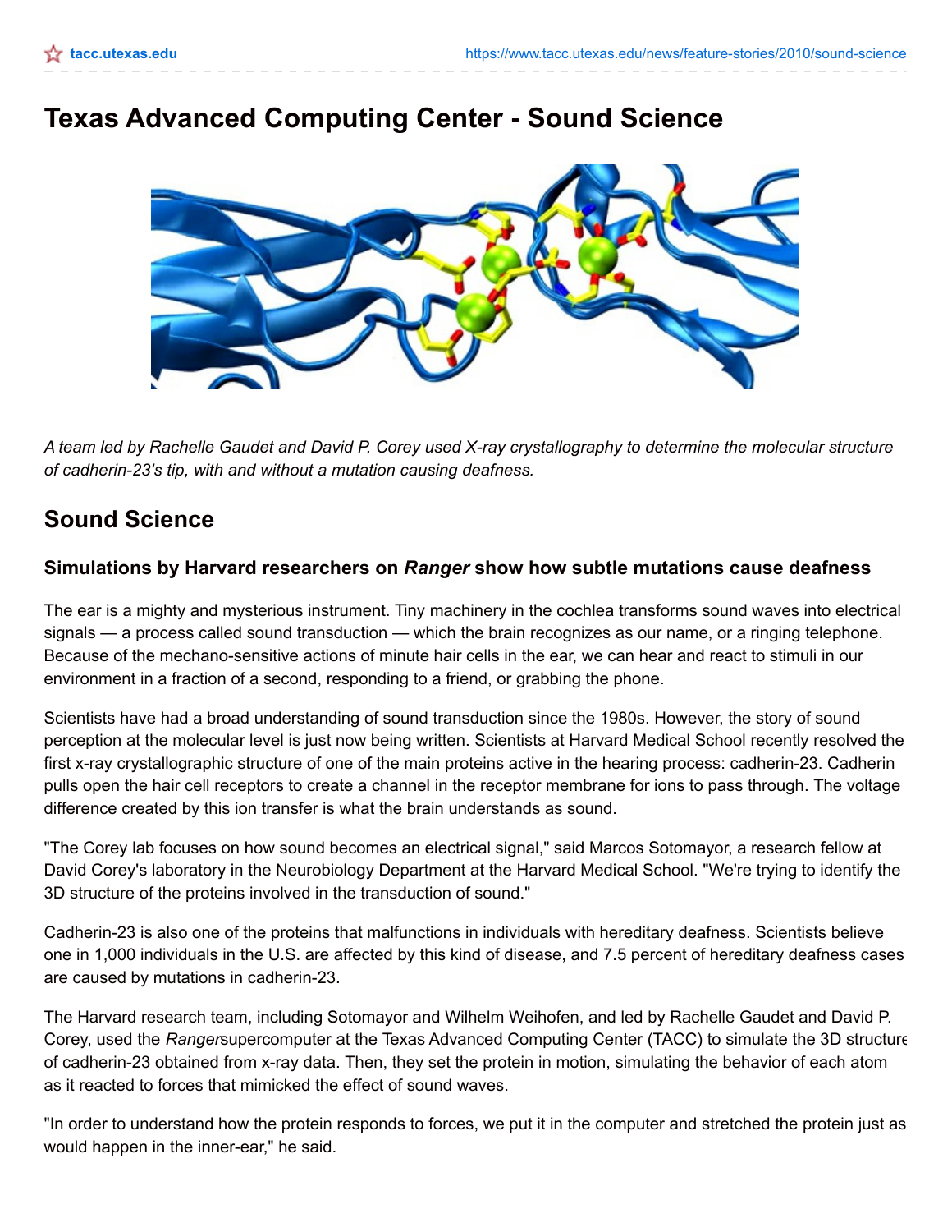# Texas Advanced Computing Center - Sound Science

*A team led by Rachelle Gaudet and David P. Corey used X-ray crystallography to determine the molecular structure of cadherin-23's tip, with and without a mutation causing deafness.*

## Sound Science

### Simulations by Harvard researchers on *Ranger* show how subtle mutations cause deafness

The ear is a mighty and mysterious instrument. Tiny machinery in the cochlea transforms sound waves into electrical signals — a process called sound transduction — which the brain recognizes as our name, or a ringing telephone. Because of the mechano-sensitive actions of minute hair cells in the ear, we can hear and react to stimuli in our environment in a fraction of a second, responding to a friend, or grabbing the phone.

Scientists have had a broad understanding of sound transduction since the 1980s. However, the story of sound perception at the molecular level is just now being written. Scientists at Harvard Medical School recently resolved the first x-ray crystallographic structure of one of the main proteins active in the hearing process: cadherin-23. Cadherin pulls open the hair cell receptors to create a channel in the receptor membrane for ions to pass through. The voltage difference created by this ion transfer is what the brain understands as sound.

"The Corey lab focuses on how sound becomes an electrical signal," said Marcos Sotomayor, a research fellow at David Corey's laboratory in the Neurobiology Department at the Harvard Medical School. "We're trying to identify the 3D structure of the proteins involved in the transduction of sound."

Cadherin-23 is also one of the proteins that malfunctions in individuals with hereditary deafness. Scientists believe one in 1,000 individuals in the U.S. are affected by this kind of disease, and 7.5 percent of hereditary deafness cases are caused by mutations in cadherin-23.

The Harvard research team, including Sotomayor and Wilhelm Weihofen, and led by Rachelle Gaudet and David P. Corey, used the *Ranger*supercomputer at the Texas Advanced Computing Center (TACC) to simulate the 3D structure of cadherin-23 obtained from x-ray data. Then, they set the protein in motion, simulating the behavior of each atom as it reacted to forces that mimicked the effect of sound waves.

"In order to understand how the protein responds to forces, we put it in the computer and stretched the protein just as would happen in the inner-ear," he said.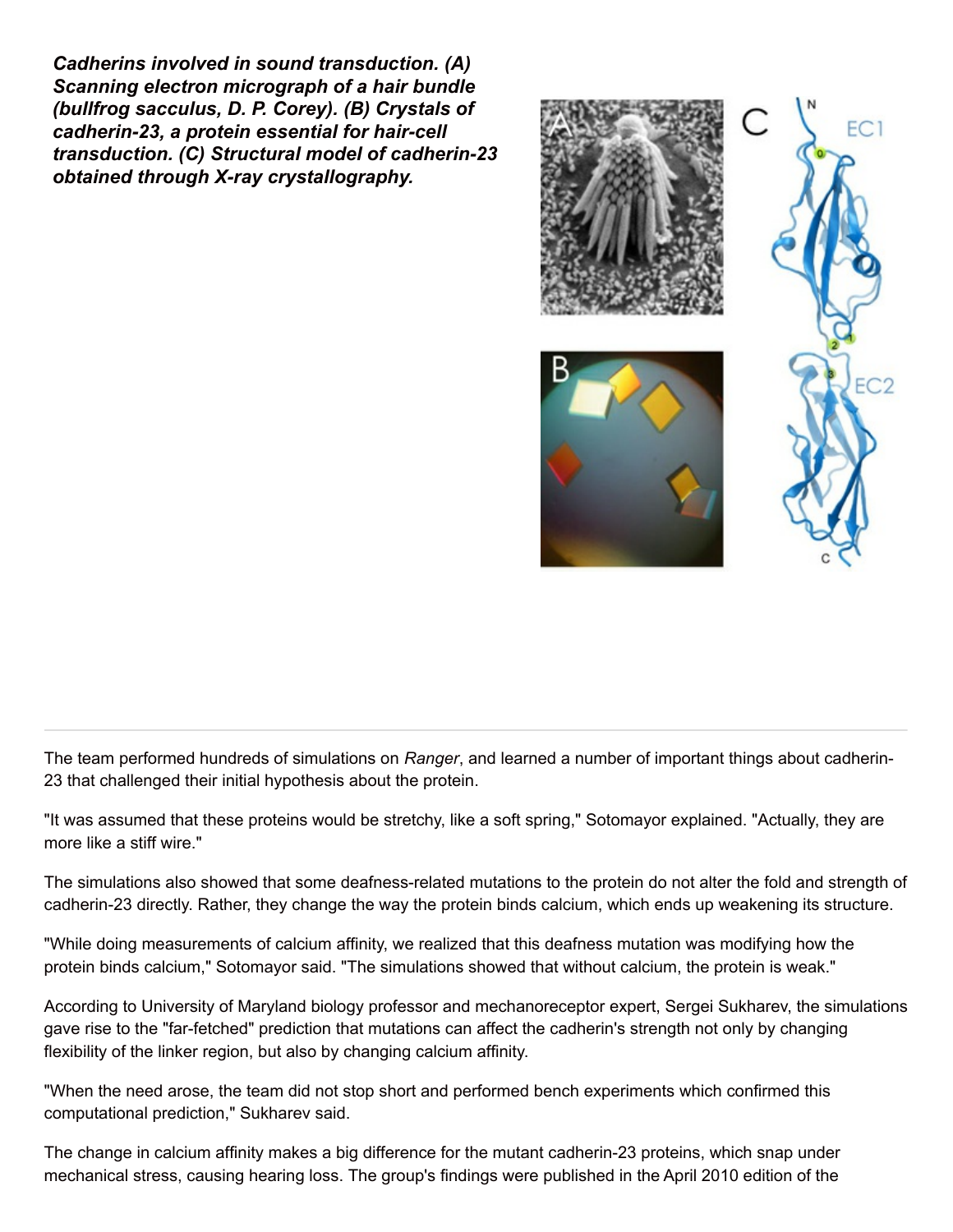***Cadherins involved in sound transduction. (A) Scanning electron micrograph of a hair bundle (bullfrog sacculus, D. P. Corey). (B) Crystals of cadherin-23, a protein essential for hair-cell transduction. (C) Structural model of cadherin-23 obtained through X-ray crystallography.***

A

B

C

N

EC1

0

1

2

3

EC2

C

The team performed hundreds of simulations on *Ranger*, and learned a number of important things about cadherin-23 that challenged their initial hypothesis about the protein.

"It was assumed that these proteins would be stretchy, like a soft spring," Sotomayor explained. "Actually, they are more like a stiff wire."

The simulations also showed that some deafness-related mutations to the protein do not alter the fold and strength of cadherin-23 directly. Rather, they change the way the protein binds calcium, which ends up weakening its structure.

"While doing measurements of calcium affinity, we realized that this deafness mutation was modifying how the protein binds calcium," Sotomayor said. "The simulations showed that without calcium, the protein is weak."

According to University of Maryland biology professor and mechanoreceptor expert, Sergei Sukharev, the simulations gave rise to the "far-fetched" prediction that mutations can affect the cadherin's strength not only by changing flexibility of the linker region, but also by changing calcium affinity.

"When the need arose, the team did not stop short and performed bench experiments which confirmed this computational prediction," Sukharev said.

The change in calcium affinity makes a big difference for the mutant cadherin-23 proteins, which snap under mechanical stress, causing hearing loss. The group's findings were published in the April 2010 edition of the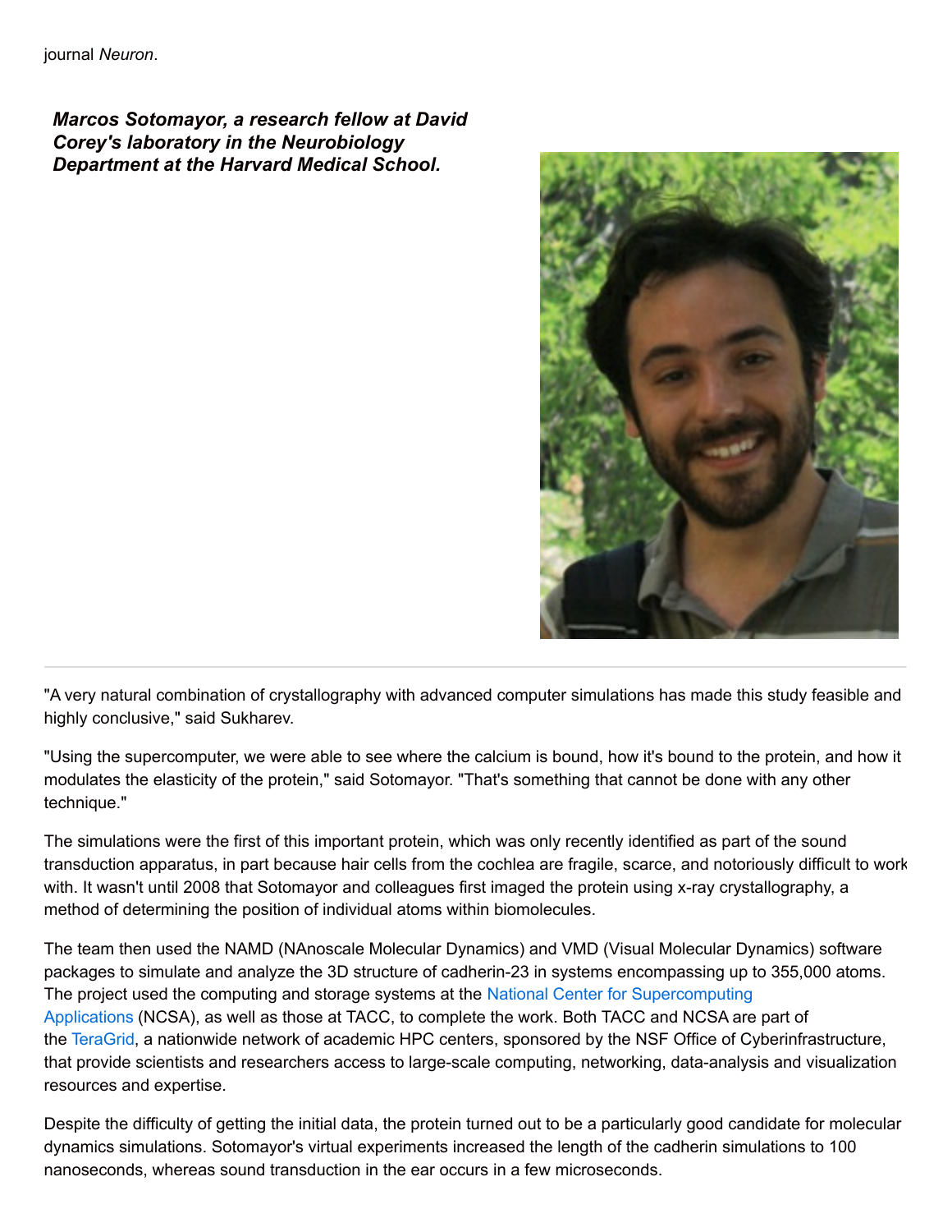journal *Neuron*.

***Marcos Sotomayor, a research fellow at David Corey's laboratory in the Neurobiology Department at the Harvard Medical School.***

---

"A very natural combination of crystallography with advanced computer simulations has made this study feasible and highly conclusive," said Sukharev.

"Using the supercomputer, we were able to see where the calcium is bound, how it's bound to the protein, and how it modulates the elasticity of the protein," said Sotomayor. "That's something that cannot be done with any other technique."

The simulations were the first of this important protein, which was only recently identified as part of the sound transduction apparatus, in part because hair cells from the cochlea are fragile, scarce, and notoriously difficult to work with. It wasn't until 2008 that Sotomayor and colleagues first imaged the protein using x-ray crystallography, a method of determining the position of individual atoms within biomolecules.

The team then used the NAMD (NAnoscale Molecular Dynamics) and VMD (Visual Molecular Dynamics) software packages to simulate and analyze the 3D structure of cadherin-23 in systems encompassing up to 355,000 atoms. The project used the computing and storage systems at the National Center for Supercomputing Applications (NCSA), as well as those at TACC, to complete the work. Both TACC and NCSA are part of the TeraGrid, a nationwide network of academic HPC centers, sponsored by the NSF Office of Cyberinfrastructure, that provide scientists and researchers access to large-scale computing, networking, data-analysis and visualization resources and expertise.

Despite the difficulty of getting the initial data, the protein turned out to be a particularly good candidate for molecular dynamics simulations. Sotomayor's virtual experiments increased the length of the cadherin simulations to 100 nanoseconds, whereas sound transduction in the ear occurs in a few microseconds.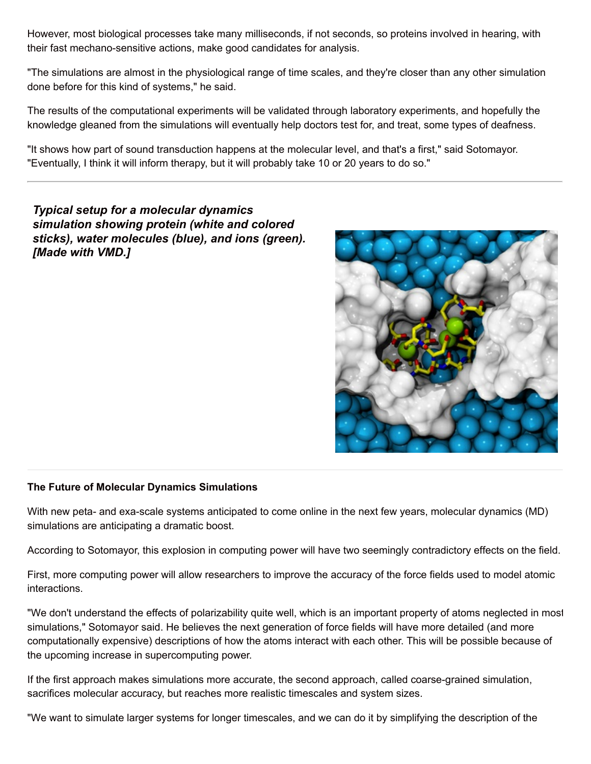However, most biological processes take many milliseconds, if not seconds, so proteins involved in hearing, with their fast mechano-sensitive actions, make good candidates for analysis.

"The simulations are almost in the physiological range of time scales, and they're closer than any other simulation done before for this kind of systems," he said.

The results of the computational experiments will be validated through laboratory experiments, and hopefully the knowledge gleaned from the simulations will eventually help doctors test for, and treat, some types of deafness.

"It shows how part of sound transduction happens at the molecular level, and that's a first," said Sotomayor. "Eventually, I think it will inform therapy, but it will probably take 10 or 20 years to do so."

---

***Typical setup for a molecular dynamics simulation showing protein (white and colored sticks), water molecules (blue), and ions (green). [Made with VMD.]***

---

**The Future of Molecular Dynamics Simulations**

With new peta- and exa-scale systems anticipated to come online in the next few years, molecular dynamics (MD) simulations are anticipating a dramatic boost.

According to Sotomayor, this explosion in computing power will have two seemingly contradictory effects on the field.

First, more computing power will allow researchers to improve the accuracy of the force fields used to model atomic interactions.

"We don't understand the effects of polarizability quite well, which is an important property of atoms neglected in most simulations," Sotomayor said. He believes the next generation of force fields will have more detailed (and more computationally expensive) descriptions of how the atoms interact with each other. This will be possible because of the upcoming increase in supercomputing power.

If the first approach makes simulations more accurate, the second approach, called coarse-grained simulation, sacrifices molecular accuracy, but reaches more realistic timescales and system sizes.

"We want to simulate larger systems for longer timescales, and we can do it by simplifying the description of the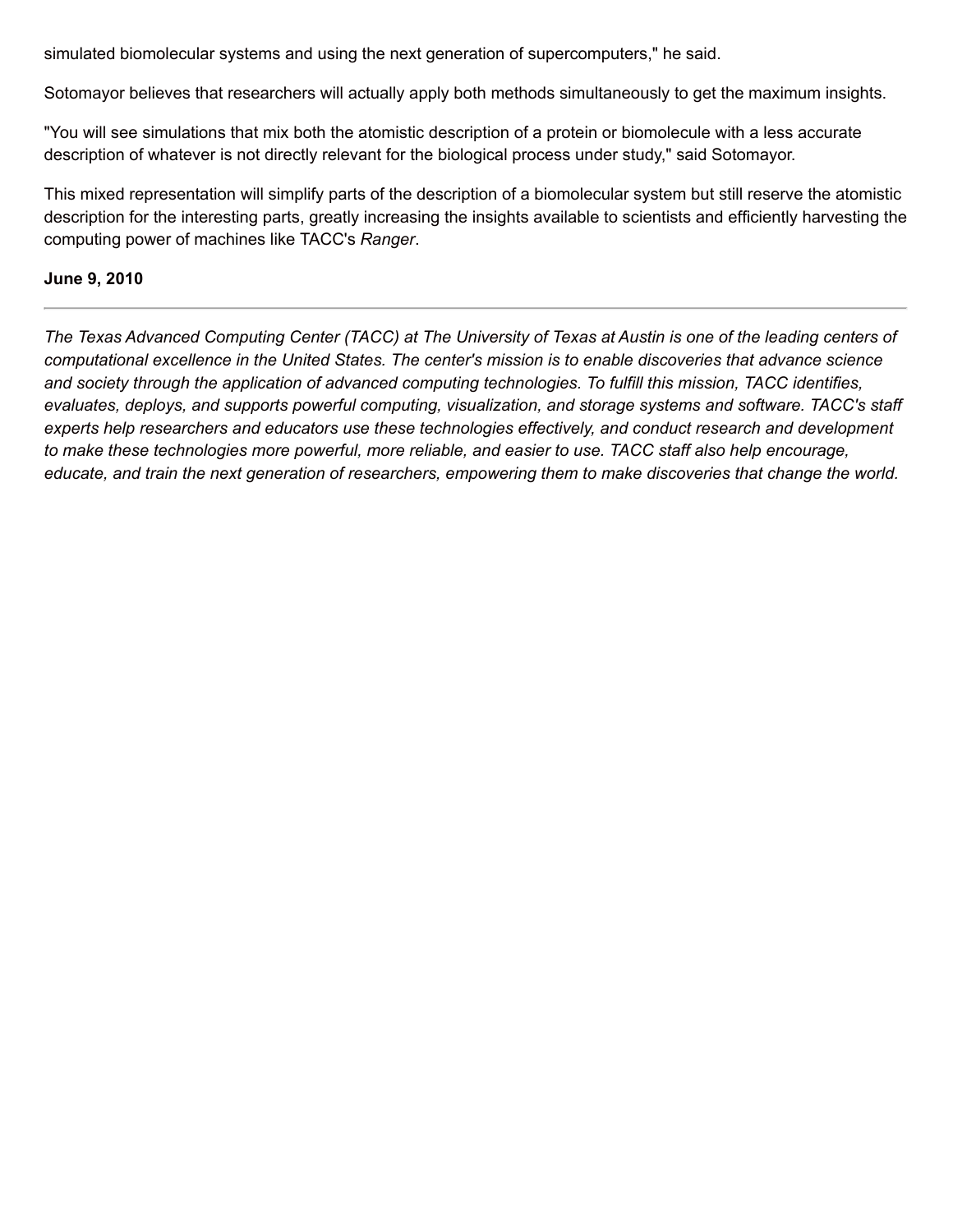simulated biomolecular systems and using the next generation of supercomputers," he said.

Sotomayor believes that researchers will actually apply both methods simultaneously to get the maximum insights.

"You will see simulations that mix both the atomistic description of a protein or biomolecule with a less accurate description of whatever is not directly relevant for the biological process under study," said Sotomayor.

This mixed representation will simplify parts of the description of a biomolecular system but still reserve the atomistic description for the interesting parts, greatly increasing the insights available to scientists and efficiently harvesting the computing power of machines like TACC's *Ranger*.

**June 9, 2010**

---

*The Texas Advanced Computing Center (TACC) at The University of Texas at Austin is one of the leading centers of computational excellence in the United States. The center's mission is to enable discoveries that advance science and society through the application of advanced computing technologies. To fulfill this mission, TACC identifies, evaluates, deploys, and supports powerful computing, visualization, and storage systems and software. TACC's staff experts help researchers and educators use these technologies effectively, and conduct research and development to make these technologies more powerful, more reliable, and easier to use. TACC staff also help encourage, educate, and train the next generation of researchers, empowering them to make discoveries that change the world.*